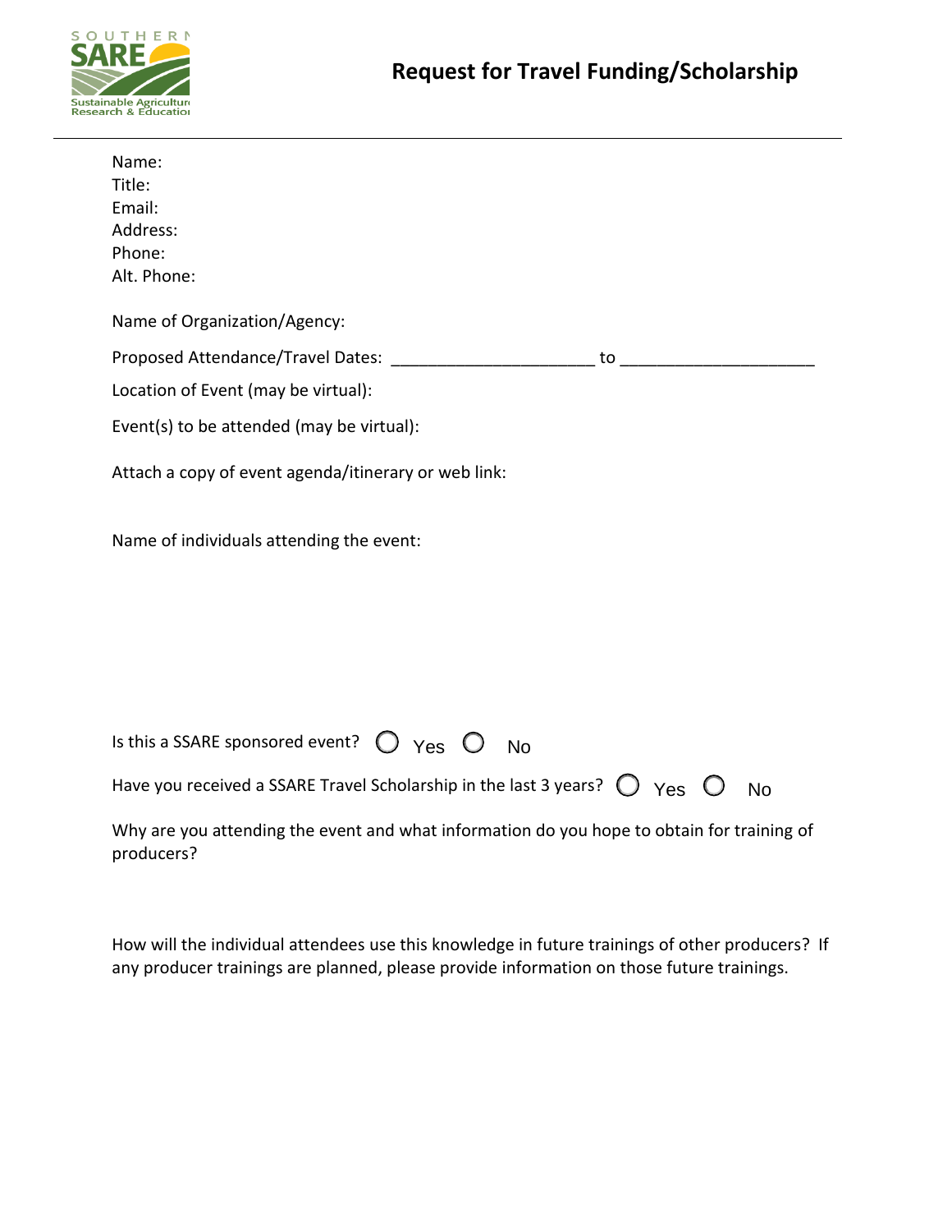# Request for Travel Funding/Scholarship

Name:
Title:
Email:
Address:
Phone:
Alt. Phone:

Name of Organization/Agency:

Proposed Attendance/Travel Dates: ______________________ to _____________________

Location of Event (may be virtual):

Event(s) to be attended (may be virtual):

Attach a copy of event agenda/itinerary or web link:

Name of individuals attending the event:

Is this a SSARE sponsored event? ◯ Yes ◯ No

Have you received a SSARE Travel Scholarship in the last 3 years? ◯ Yes ◯ No

Why are you attending the event and what information do you hope to obtain for training of producers?

How will the individual attendees use this knowledge in future trainings of other producers? If any producer trainings are planned, please provide information on those future trainings.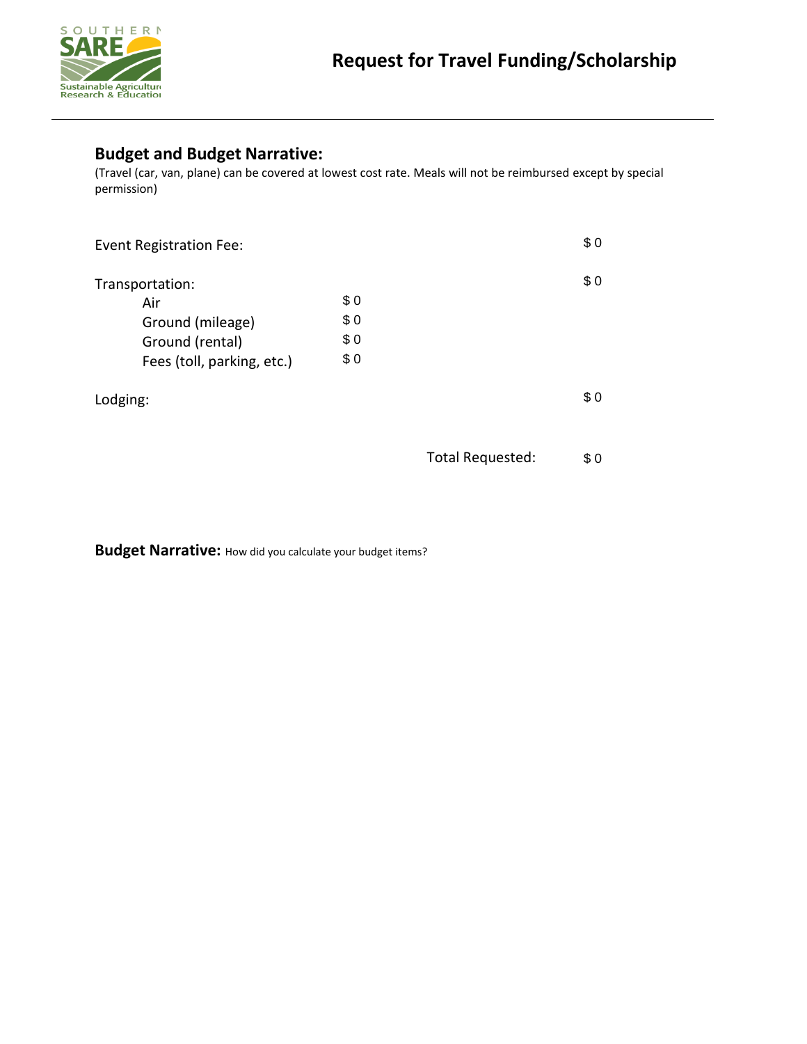# Request for Travel Funding/Scholarship

## Budget and Budget Narrative:

(Travel (car, van, plane) can be covered at lowest cost rate. Meals will not be reimbursed except by special permission)

| | | |
|---|---|---|
| Event Registration Fee: | | $ 0 |
| Transportation: | | $ 0 |
| Air | $ 0 | |
| Ground (mileage) | $ 0 | |
| Ground (rental) | $ 0 | |
| Fees (toll, parking, etc.) | $ 0 | |
| Lodging: | | $ 0 |
| | Total Requested: | $ 0 |

**Budget Narrative:** How did you calculate your budget items?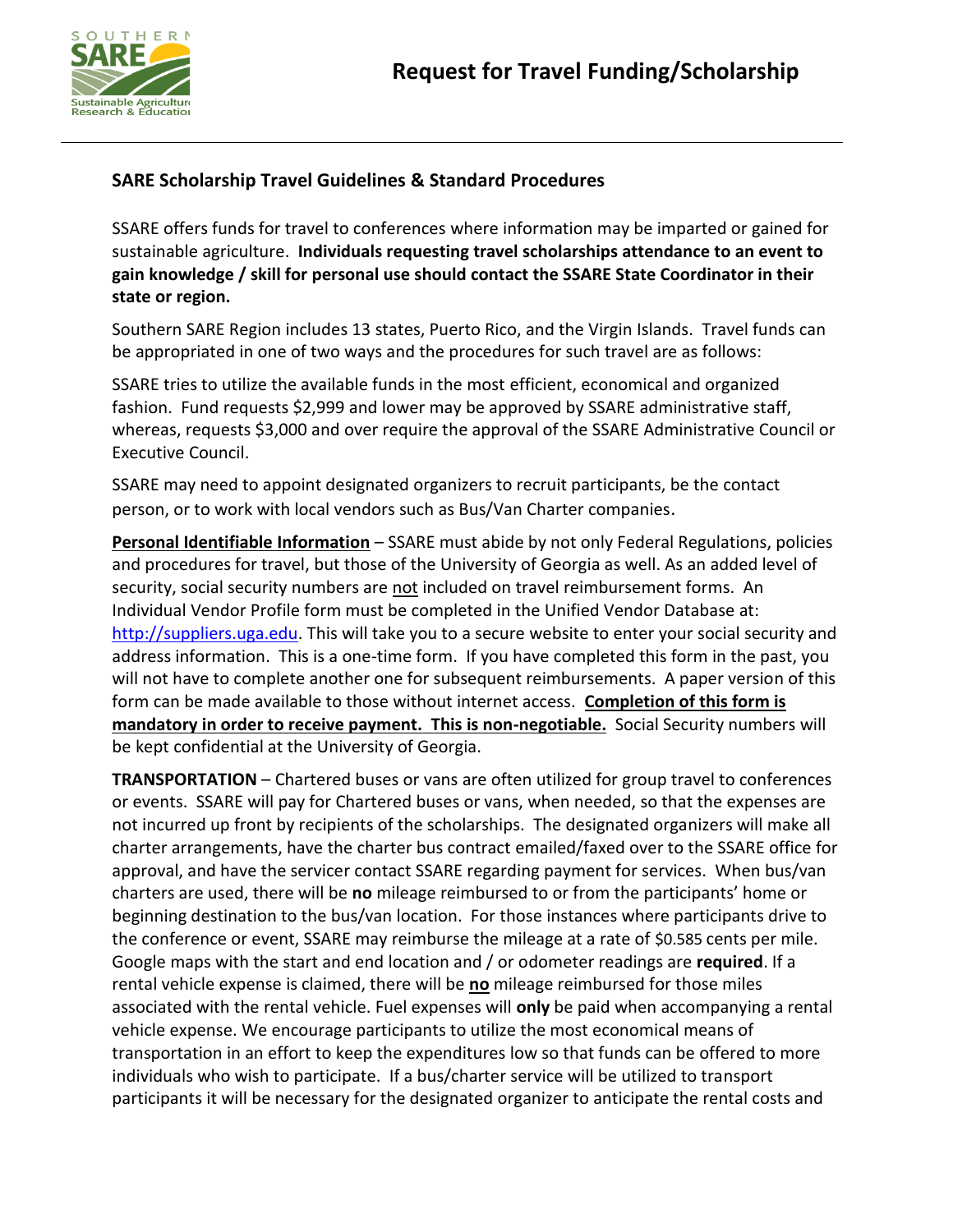# Request for Travel Funding/Scholarship

## SARE Scholarship Travel Guidelines & Standard Procedures

SSARE offers funds for travel to conferences where information may be imparted or gained for sustainable agriculture. **Individuals requesting travel scholarships attendance to an event to gain knowledge / skill for personal use should contact the SSARE State Coordinator in their state or region.**

Southern SARE Region includes 13 states, Puerto Rico, and the Virgin Islands. Travel funds can be appropriated in one of two ways and the procedures for such travel are as follows:

SSARE tries to utilize the available funds in the most efficient, economical and organized fashion. Fund requests $2,999 and lower may be approved by SSARE administrative staff, whereas, requests $3,000 and over require the approval of the SSARE Administrative Council or Executive Council.

SSARE may need to appoint designated organizers to recruit participants, be the contact person, or to work with local vendors such as Bus/Van Charter companies.

**Personal Identifiable Information** – SSARE must abide by not only Federal Regulations, policies and procedures for travel, but those of the University of Georgia as well. As an added level of security, social security numbers are not included on travel reimbursement forms. An Individual Vendor Profile form must be completed in the Unified Vendor Database at: http://suppliers.uga.edu. This will take you to a secure website to enter your social security and address information. This is a one-time form. If you have completed this form in the past, you will not have to complete another one for subsequent reimbursements. A paper version of this form can be made available to those without internet access. **Completion of this form is mandatory in order to receive payment. This is non-negotiable.** Social Security numbers will be kept confidential at the University of Georgia.

**TRANSPORTATION** – Chartered buses or vans are often utilized for group travel to conferences or events. SSARE will pay for Chartered buses or vans, when needed, so that the expenses are not incurred up front by recipients of the scholarships. The designated organizers will make all charter arrangements, have the charter bus contract emailed/faxed over to the SSARE office for approval, and have the servicer contact SSARE regarding payment for services. When bus/van charters are used, there will be **no** mileage reimbursed to or from the participants' home or beginning destination to the bus/van location. For those instances where participants drive to the conference or event, SSARE may reimburse the mileage at a rate of $0.585 cents per mile. Google maps with the start and end location and / or odometer readings are **required**. If a rental vehicle expense is claimed, there will be **no** mileage reimbursed for those miles associated with the rental vehicle. Fuel expenses will **only** be paid when accompanying a rental vehicle expense. We encourage participants to utilize the most economical means of transportation in an effort to keep the expenditures low so that funds can be offered to more individuals who wish to participate. If a bus/charter service will be utilized to transport participants it will be necessary for the designated organizer to anticipate the rental costs and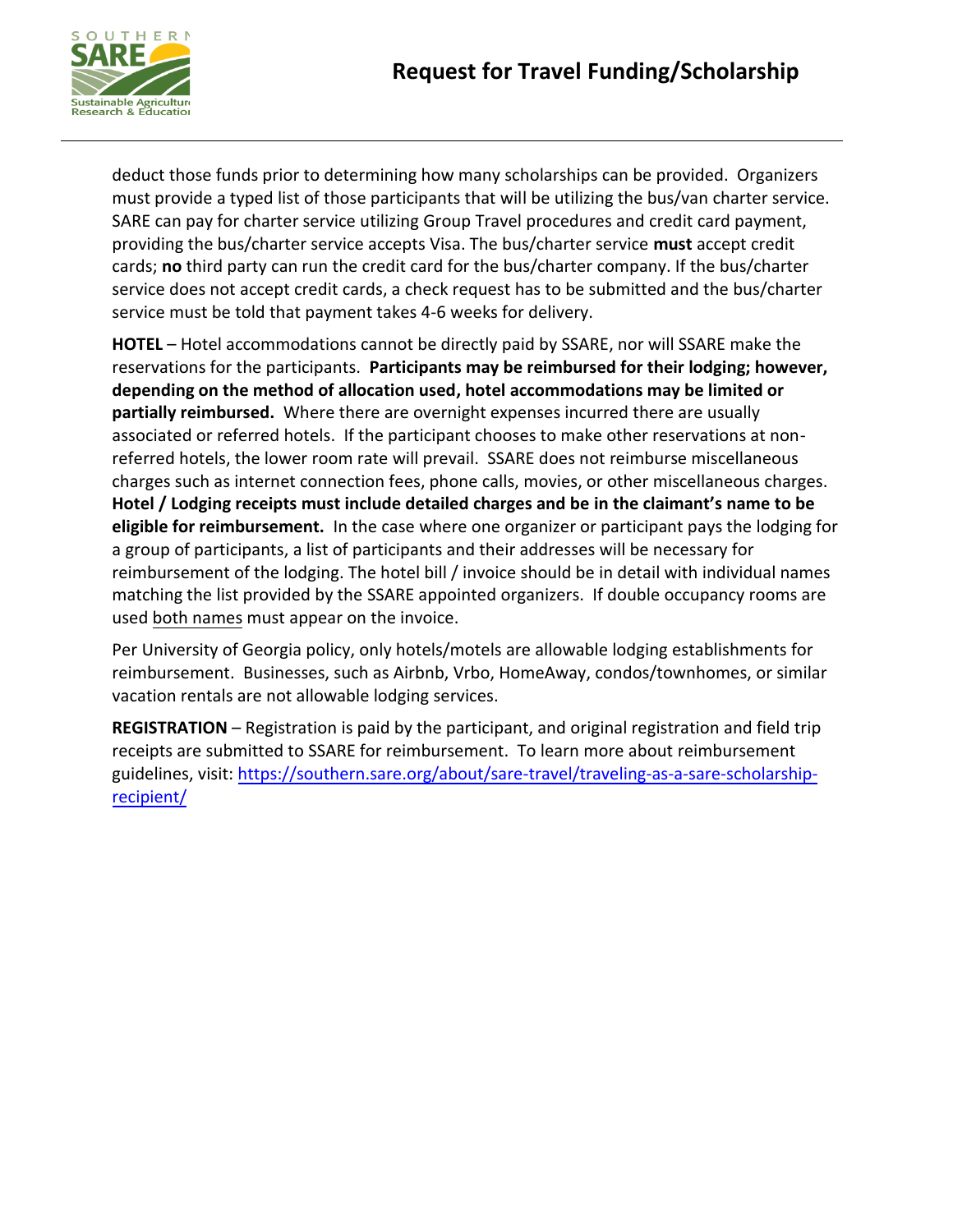deduct those funds prior to determining how many scholarships can be provided. Organizers must provide a typed list of those participants that will be utilizing the bus/van charter service. SARE can pay for charter service utilizing Group Travel procedures and credit card payment, providing the bus/charter service accepts Visa. The bus/charter service **must** accept credit cards; **no** third party can run the credit card for the bus/charter company. If the bus/charter service does not accept credit cards, a check request has to be submitted and the bus/charter service must be told that payment takes 4-6 weeks for delivery.

**HOTEL** – Hotel accommodations cannot be directly paid by SSARE, nor will SSARE make the reservations for the participants. **Participants may be reimbursed for their lodging; however, depending on the method of allocation used, hotel accommodations may be limited or partially reimbursed.** Where there are overnight expenses incurred there are usually associated or referred hotels. If the participant chooses to make other reservations at non-referred hotels, the lower room rate will prevail. SSARE does not reimburse miscellaneous charges such as internet connection fees, phone calls, movies, or other miscellaneous charges. **Hotel / Lodging receipts must include detailed charges and be in the claimant's name to be eligible for reimbursement.** In the case where one organizer or participant pays the lodging for a group of participants, a list of participants and their addresses will be necessary for reimbursement of the lodging. The hotel bill / invoice should be in detail with individual names matching the list provided by the SSARE appointed organizers. If double occupancy rooms are used both names must appear on the invoice.

Per University of Georgia policy, only hotels/motels are allowable lodging establishments for reimbursement. Businesses, such as Airbnb, Vrbo, HomeAway, condos/townhomes, or similar vacation rentals are not allowable lodging services.

**REGISTRATION** – Registration is paid by the participant, and original registration and field trip receipts are submitted to SSARE for reimbursement. To learn more about reimbursement guidelines, visit: https://southern.sare.org/about/sare-travel/traveling-as-a-sare-scholarship-recipient/